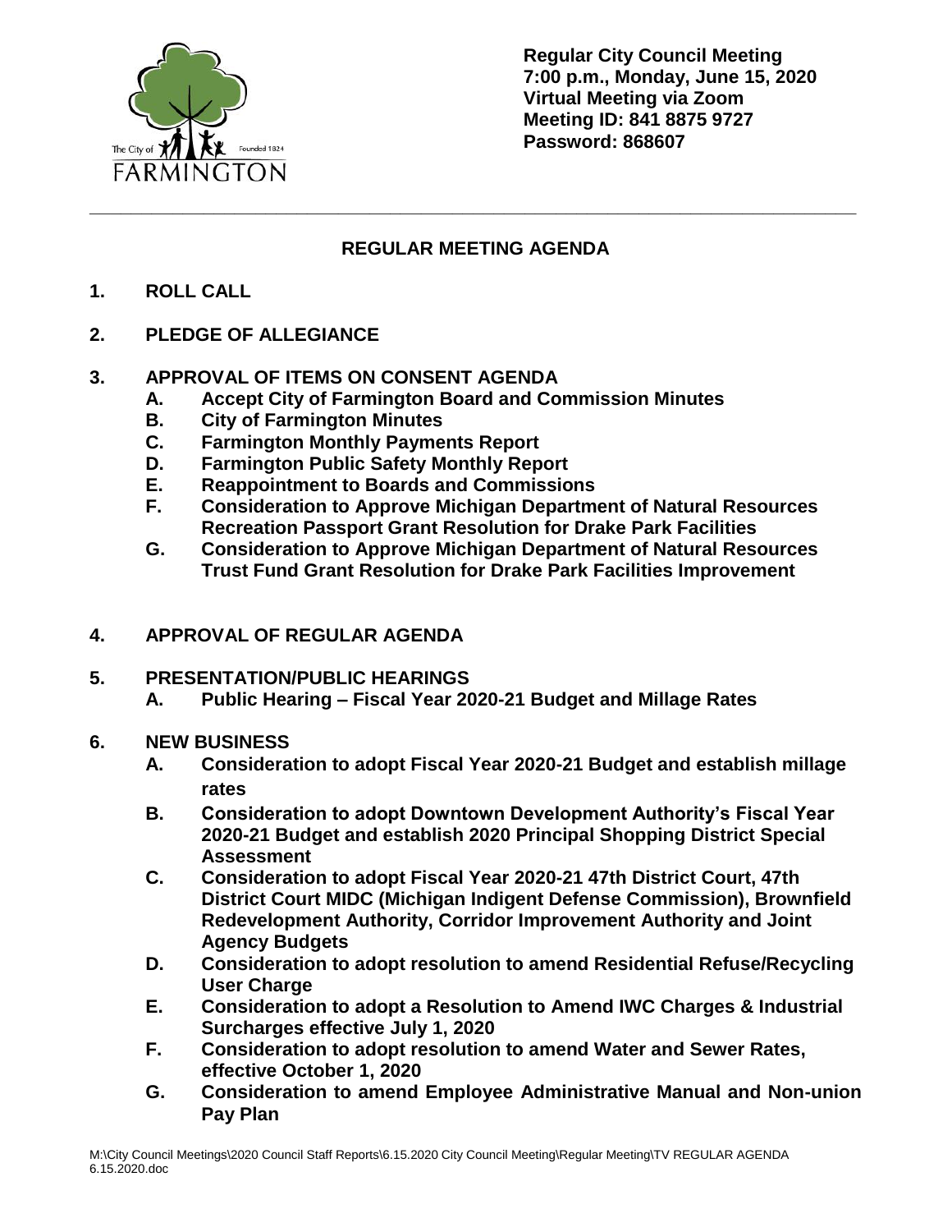The City of FARMINGTON Founded 1824

**Regular City Council Meeting**
**7:00 p.m., Monday, June 15, 2020**
**Virtual Meeting via Zoom**
**Meeting ID: 841 8875 9727**
**Password: 868607**

---

## REGULAR MEETING AGENDA

**1. ROLL CALL**

**2. PLEDGE OF ALLEGIANCE**

**3. APPROVAL OF ITEMS ON CONSENT AGENDA**
   - **A. Accept City of Farmington Board and Commission Minutes**
   - **B. City of Farmington Minutes**
   - **C. Farmington Monthly Payments Report**
   - **D. Farmington Public Safety Monthly Report**
   - **E. Reappointment to Boards and Commissions**
   - **F. Consideration to Approve Michigan Department of Natural Resources Recreation Passport Grant Resolution for Drake Park Facilities**
   - **G. Consideration to Approve Michigan Department of Natural Resources Trust Fund Grant Resolution for Drake Park Facilities Improvement**

**4. APPROVAL OF REGULAR AGENDA**

**5. PRESENTATION/PUBLIC HEARINGS**
   - **A. Public Hearing – Fiscal Year 2020-21 Budget and Millage Rates**

**6. NEW BUSINESS**
   - **A. Consideration to adopt Fiscal Year 2020-21 Budget and establish millage rates**
   - **B. Consideration to adopt Downtown Development Authority's Fiscal Year 2020-21 Budget and establish 2020 Principal Shopping District Special Assessment**
   - **C. Consideration to adopt Fiscal Year 2020-21 47th District Court, 47th District Court MIDC (Michigan Indigent Defense Commission), Brownfield Redevelopment Authority, Corridor Improvement Authority and Joint Agency Budgets**
   - **D. Consideration to adopt resolution to amend Residential Refuse/Recycling User Charge**
   - **E. Consideration to adopt a Resolution to Amend IWC Charges & Industrial Surcharges effective July 1, 2020**
   - **F. Consideration to adopt resolution to amend Water and Sewer Rates, effective October 1, 2020**
   - **G. Consideration to amend Employee Administrative Manual and Non-union Pay Plan**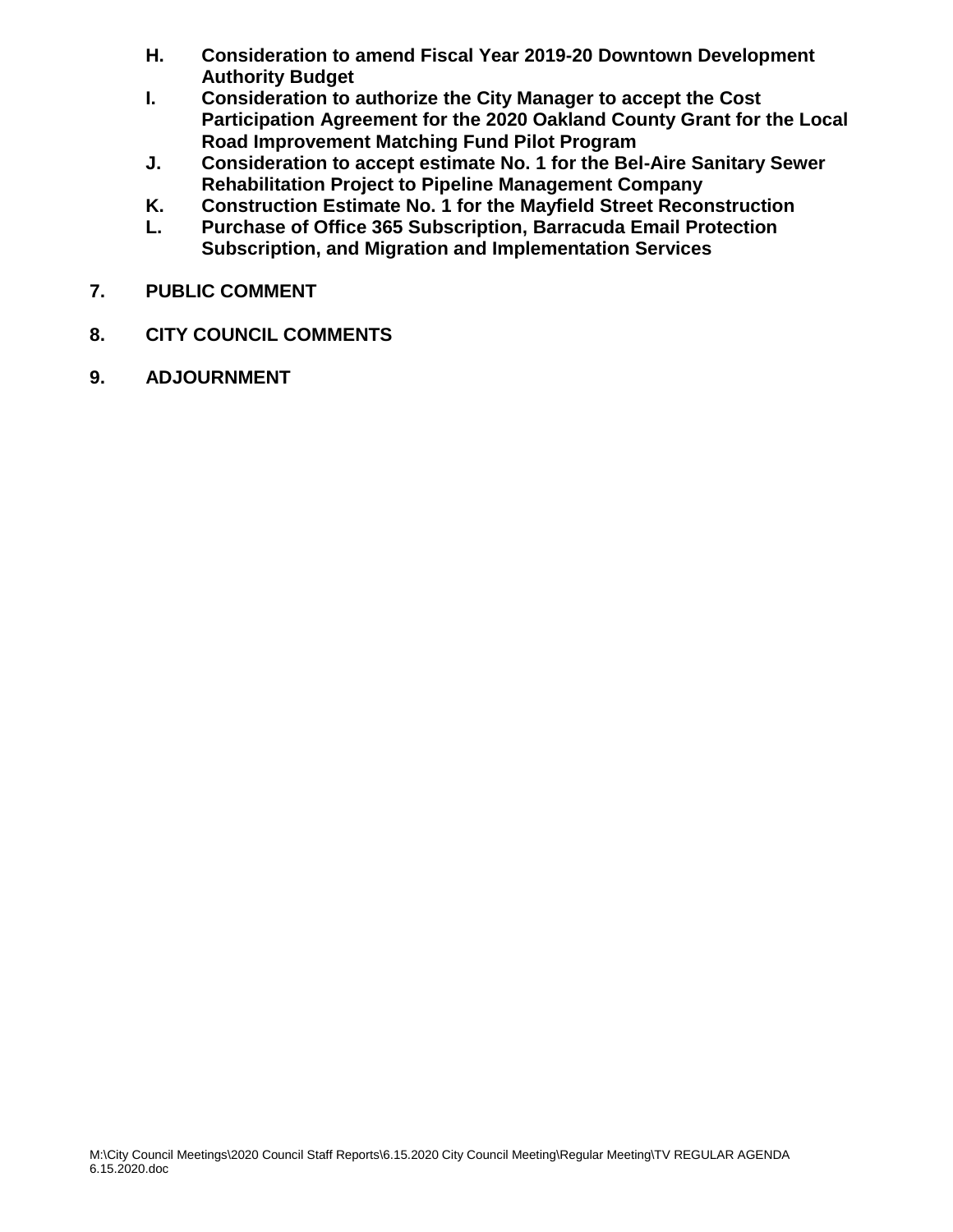- **H. Consideration to amend Fiscal Year 2019-20 Downtown Development Authority Budget**
- **I. Consideration to authorize the City Manager to accept the Cost Participation Agreement for the 2020 Oakland County Grant for the Local Road Improvement Matching Fund Pilot Program**
- **J. Consideration to accept estimate No. 1 for the Bel-Aire Sanitary Sewer Rehabilitation Project to Pipeline Management Company**
- **K. Construction Estimate No. 1 for the Mayfield Street Reconstruction**
- **L. Purchase of Office 365 Subscription, Barracuda Email Protection Subscription, and Migration and Implementation Services**

**7. PUBLIC COMMENT**

**8. CITY COUNCIL COMMENTS**

**9. ADJOURNMENT**

M:\City Council Meetings\2020 Council Staff Reports\6.15.2020 City Council Meeting\Regular Meeting\TV REGULAR AGENDA 6.15.2020.doc